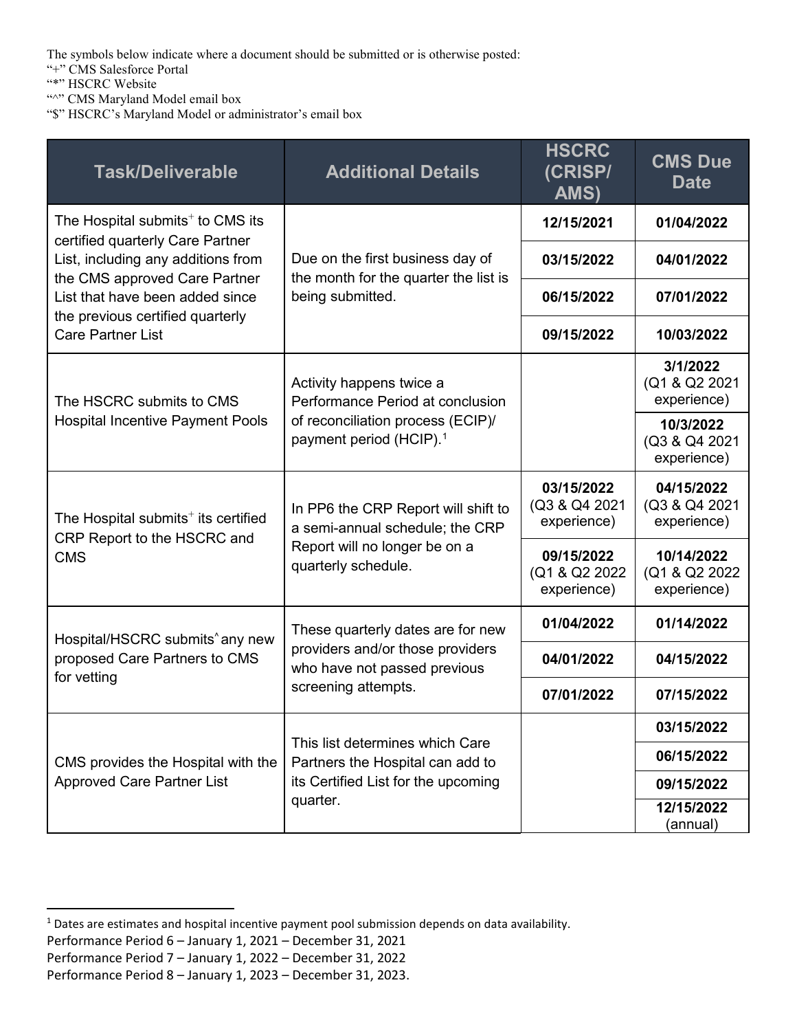The symbols below indicate where a document should be submitted or is otherwise posted:
"+" CMS Salesforce Portal
"*" HSCRC Website
"^" CMS Maryland Model email box
"$" HSCRC's Maryland Model or administrator's email box

| Task/Deliverable | Additional Details | HSCRC (CRISP/ AMS) | CMS Due Date |
|---|---|---|---|
| The Hospital submits+ to CMS its certified quarterly Care Partner List, including any additions from the CMS approved Care Partner List that have been added since the previous certified quarterly Care Partner List | Due on the first business day of the month for the quarter the list is being submitted. | **12/15/2021** | **01/04/2022** |
| | | **03/15/2022** | **04/01/2022** |
| | | **06/15/2022** | **07/01/2022** |
| | | **09/15/2022** | **10/03/2022** |
| The HSCRC submits to CMS Hospital Incentive Payment Pools | Activity happens twice a Performance Period at conclusion of reconciliation process (ECIP)/ payment period (HCIP).[1] | | **3/1/2022** (Q1 & Q2 2021 experience) |
| | | | **10/3/2022** (Q3 & Q4 2021 experience) |
| The Hospital submits+ its certified CRP Report to the HSCRC and CMS | In PP6 the CRP Report will shift to a semi-annual schedule; the CRP Report will no longer be on a quarterly schedule. | **03/15/2022** (Q3 & Q4 2021 experience) | **04/15/2022** (Q3 & Q4 2021 experience) |
| | | **09/15/2022** (Q1 & Q2 2022 experience) | **10/14/2022** (Q1 & Q2 2022 experience) |
| Hospital/HSCRC submits^ any new proposed Care Partners to CMS for vetting | These quarterly dates are for new providers and/or those providers who have not passed previous screening attempts. | **01/04/2022** | **01/14/2022** |
| | | **04/01/2022** | **04/15/2022** |
| | | **07/01/2022** | **07/15/2022** |
| CMS provides the Hospital with the Approved Care Partner List | This list determines which Care Partners the Hospital can add to its Certified List for the upcoming quarter. | | **03/15/2022** |
| | | | **06/15/2022** |
| | | | **09/15/2022** |
| | | | **12/15/2022** (annual) |

[1] Dates are estimates and hospital incentive payment pool submission depends on data availability.
Performance Period 6 – January 1, 2021 – December 31, 2021
Performance Period 7 – January 1, 2022 – December 31, 2022
Performance Period 8 – January 1, 2023 – December 31, 2023.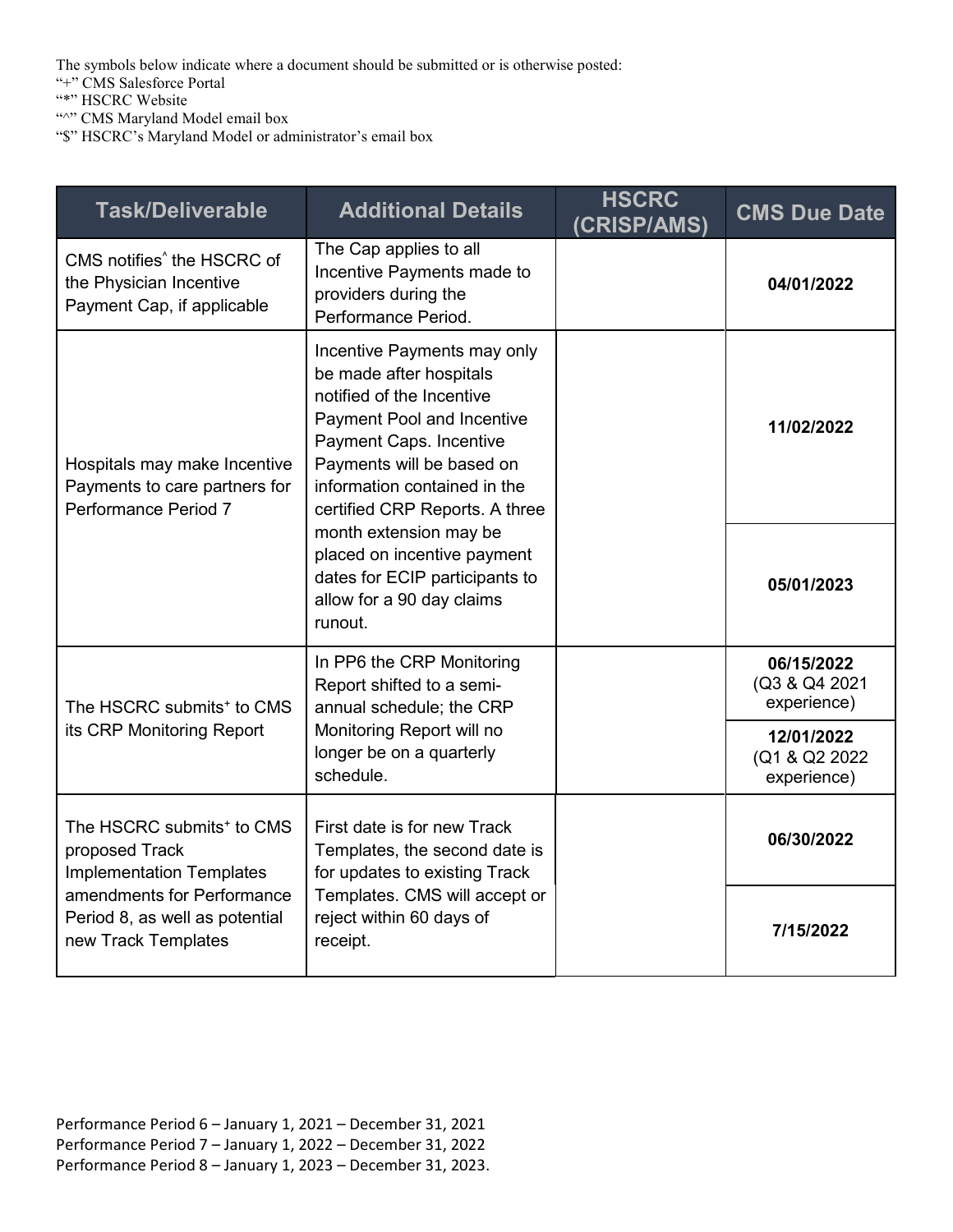The symbols below indicate where a document should be submitted or is otherwise posted:

"+" CMS Salesforce Portal

"*" HSCRC Website

"^" CMS Maryland Model email box

"$" HSCRC's Maryland Model or administrator's email box

| Task/Deliverable | Additional Details | HSCRC (CRISP/AMS) | CMS Due Date |
|---|---|---|---|
| CMS notifies^ the HSCRC of the Physician Incentive Payment Cap, if applicable | The Cap applies to all Incentive Payments made to providers during the Performance Period. | | **04/01/2022** |
| Hospitals may make Incentive Payments to care partners for Performance Period 7 | Incentive Payments may only be made after hospitals notified of the Incentive Payment Pool and Incentive Payment Caps. Incentive Payments will be based on information contained in the certified CRP Reports. A three month extension may be placed on incentive payment dates for ECIP participants to allow for a 90 day claims runout. | | **11/02/2022** |
| | | | **05/01/2023** |
| The HSCRC submits+ to CMS its CRP Monitoring Report | In PP6 the CRP Monitoring Report shifted to a semi-annual schedule; the CRP Monitoring Report will no longer be on a quarterly schedule. | | **06/15/2022** (Q3 & Q4 2021 experience) |
| | | | **12/01/2022** (Q1 & Q2 2022 experience) |
| The HSCRC submits+ to CMS proposed Track Implementation Templates amendments for Performance Period 8, as well as potential new Track Templates | First date is for new Track Templates, the second date is for updates to existing Track Templates. CMS will accept or reject within 60 days of receipt. | | **06/30/2022** |
| | | | **7/15/2022** |

Performance Period 6 – January 1, 2021 – December 31, 2021

Performance Period 7 – January 1, 2022 – December 31, 2022

Performance Period 8 – January 1, 2023 – December 31, 2023.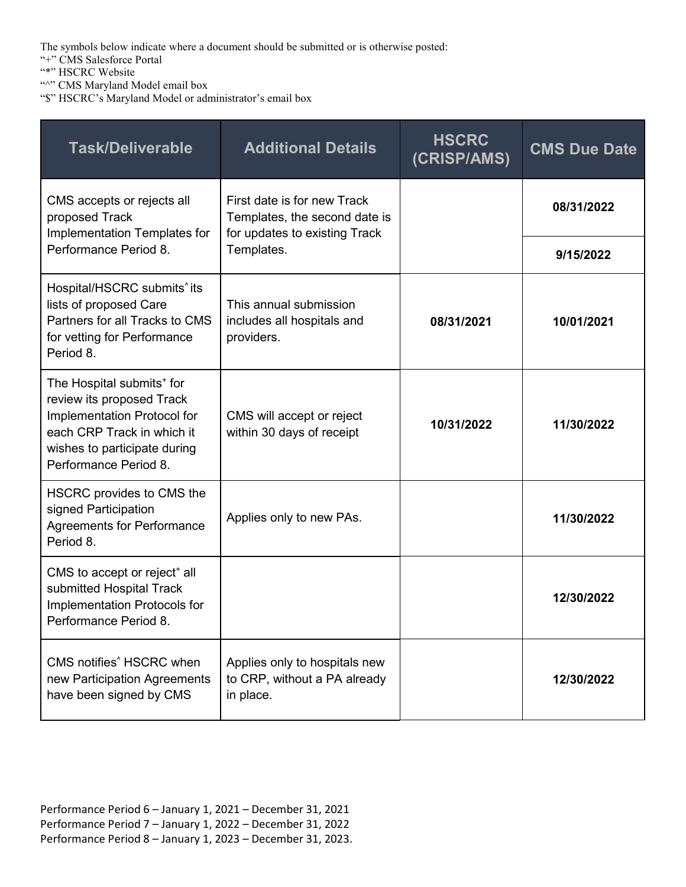The symbols below indicate where a document should be submitted or is otherwise posted:
"+" CMS Salesforce Portal
"*" HSCRC Website
"^" CMS Maryland Model email box
"$" HSCRC's Maryland Model or administrator's email box

| Task/Deliverable | Additional Details | HSCRC (CRISP/AMS) | CMS Due Date |
|---|---|---|---|
| CMS accepts or rejects all proposed Track Implementation Templates for Performance Period 8. | First date is for new Track Templates, the second date is for updates to existing Track Templates. | | **08/31/2022** |
| | | | **9/15/2022** |
| Hospital/HSCRC submits^ its lists of proposed Care Partners for all Tracks to CMS for vetting for Performance Period 8. | This annual submission includes all hospitals and providers. | **08/31/2021** | **10/01/2021** |
| The Hospital submits+ for review its proposed Track Implementation Protocol for each CRP Track in which it wishes to participate during Performance Period 8. | CMS will accept or reject within 30 days of receipt | **10/31/2022** | **11/30/2022** |
| HSCRC provides to CMS the signed Participation Agreements for Performance Period 8. | Applies only to new PAs. | | **11/30/2022** |
| CMS to accept or reject+ all submitted Hospital Track Implementation Protocols for Performance Period 8. | | | **12/30/2022** |
| CMS notifies^ HSCRC when new Participation Agreements have been signed by CMS | Applies only to hospitals new to CRP, without a PA already in place. | | **12/30/2022** |

Performance Period 6 – January 1, 2021 – December 31, 2021
Performance Period 7 – January 1, 2022 – December 31, 2022
Performance Period 8 – January 1, 2023 – December 31, 2023.